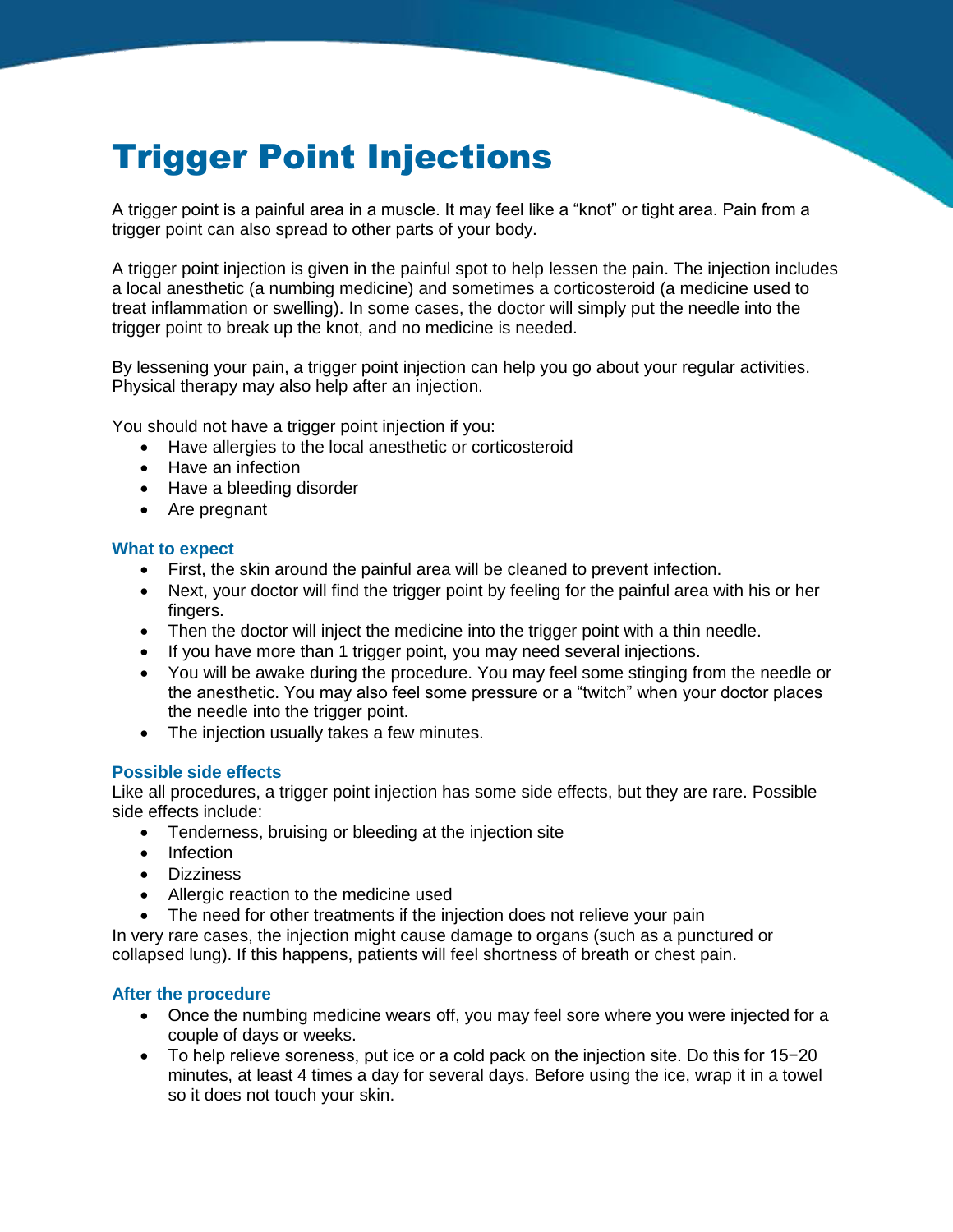# Trigger Point Injections

A trigger point is a painful area in a muscle. It may feel like a “knot” or tight area. Pain from a trigger point can also spread to other parts of your body.

A trigger point injection is given in the painful spot to help lessen the pain. The injection includes a local anesthetic (a numbing medicine) and sometimes a corticosteroid (a medicine used to treat inflammation or swelling). In some cases, the doctor will simply put the needle into the trigger point to break up the knot, and no medicine is needed.

By lessening your pain, a trigger point injection can help you go about your regular activities. Physical therapy may also help after an injection.

You should not have a trigger point injection if you:

- Have allergies to the local anesthetic or corticosteroid
- Have an infection
- Have a bleeding disorder
- Are pregnant

## What to expect

- First, the skin around the painful area will be cleaned to prevent infection.
- Next, your doctor will find the trigger point by feeling for the painful area with his or her fingers.
- Then the doctor will inject the medicine into the trigger point with a thin needle.
- If you have more than 1 trigger point, you may need several injections.
- You will be awake during the procedure. You may feel some stinging from the needle or the anesthetic. You may also feel some pressure or a “twitch” when your doctor places the needle into the trigger point.
- The injection usually takes a few minutes.

## Possible side effects

Like all procedures, a trigger point injection has some side effects, but they are rare. Possible side effects include:

- Tenderness, bruising or bleeding at the injection site
- Infection
- Dizziness
- Allergic reaction to the medicine used
- The need for other treatments if the injection does not relieve your pain

In very rare cases, the injection might cause damage to organs (such as a punctured or collapsed lung). If this happens, patients will feel shortness of breath or chest pain.

## After the procedure

- Once the numbing medicine wears off, you may feel sore where you were injected for a couple of days or weeks.
- To help relieve soreness, put ice or a cold pack on the injection site. Do this for 15−20 minutes, at least 4 times a day for several days. Before using the ice, wrap it in a towel so it does not touch your skin.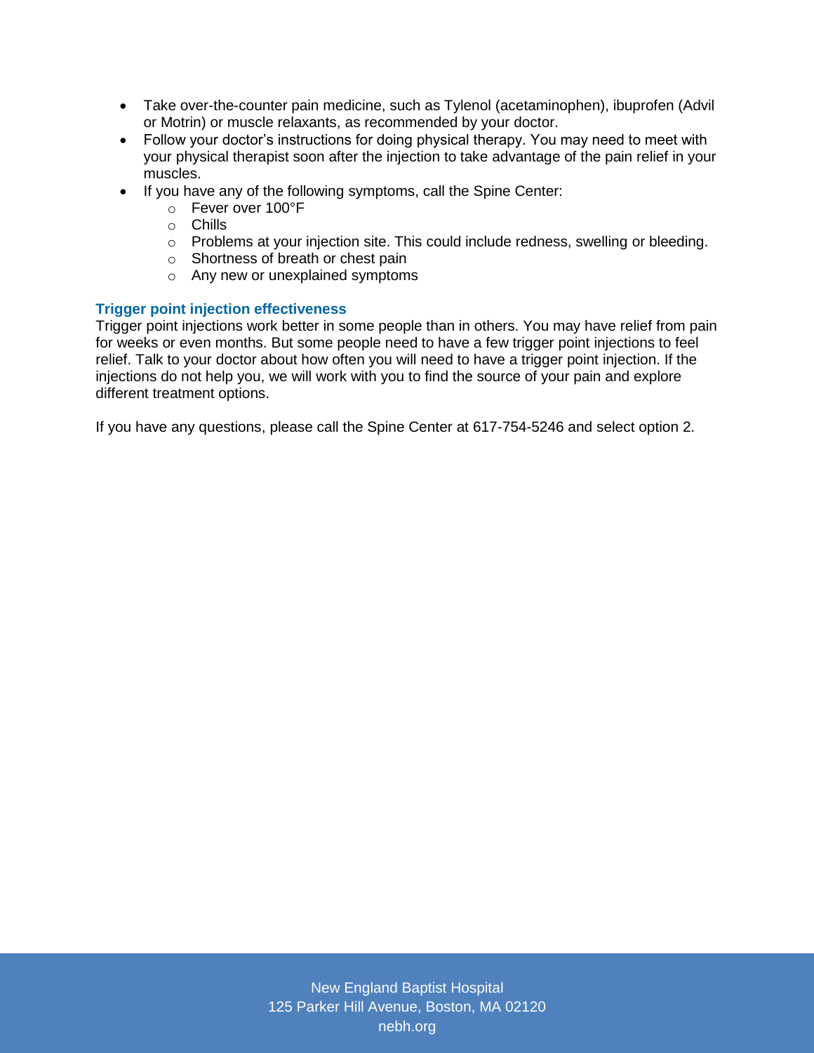- Take over-the-counter pain medicine, such as Tylenol (acetaminophen), ibuprofen (Advil or Motrin) or muscle relaxants, as recommended by your doctor.
- Follow your doctor's instructions for doing physical therapy. You may need to meet with your physical therapist soon after the injection to take advantage of the pain relief in your muscles.
- If you have any of the following symptoms, call the Spine Center:
  - Fever over 100°F
  - Chills
  - Problems at your injection site. This could include redness, swelling or bleeding.
  - Shortness of breath or chest pain
  - Any new or unexplained symptoms

### Trigger point injection effectiveness

Trigger point injections work better in some people than in others. You may have relief from pain for weeks or even months. But some people need to have a few trigger point injections to feel relief. Talk to your doctor about how often you will need to have a trigger point injection. If the injections do not help you, we will work with you to find the source of your pain and explore different treatment options.

If you have any questions, please call the Spine Center at 617-754-5246 and select option 2.

New England Baptist Hospital
125 Parker Hill Avenue, Boston, MA 02120
nebh.org